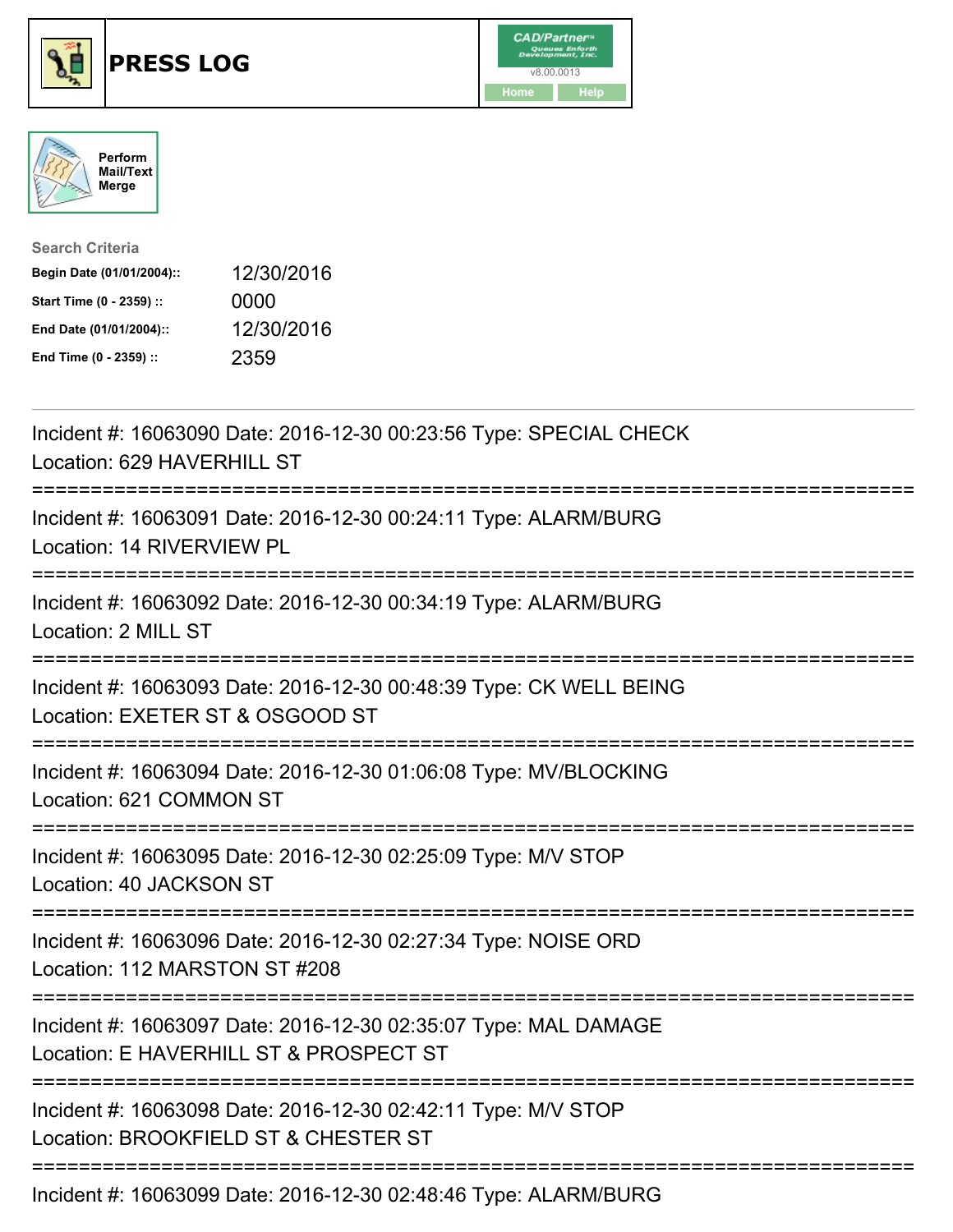# PRESS LOG

Perform Mail/Text Merge

**Search Criteria**

| | |
|---|---|
| **Begin Date (01/01/2004)::** | 12/30/2016 |
| **Start Time (0 - 2359) ::** | 0000 |
| **End Date (01/01/2004)::** | 12/30/2016 |
| **End Time (0 - 2359) ::** | 2359 |

Incident #: 16063090 Date: 2016-12-30 00:23:56 Type: SPECIAL CHECK
Location: 629 HAVERHILL ST

===========================================================================

Incident #: 16063091 Date: 2016-12-30 00:24:11 Type: ALARM/BURG
Location: 14 RIVERVIEW PL

===========================================================================

Incident #: 16063092 Date: 2016-12-30 00:34:19 Type: ALARM/BURG
Location: 2 MILL ST

===========================================================================

Incident #: 16063093 Date: 2016-12-30 00:48:39 Type: CK WELL BEING
Location: EXETER ST & OSGOOD ST

===========================================================================

Incident #: 16063094 Date: 2016-12-30 01:06:08 Type: MV/BLOCKING
Location: 621 COMMON ST

===========================================================================

Incident #: 16063095 Date: 2016-12-30 02:25:09 Type: M/V STOP
Location: 40 JACKSON ST

===========================================================================

Incident #: 16063096 Date: 2016-12-30 02:27:34 Type: NOISE ORD
Location: 112 MARSTON ST #208

===========================================================================

Incident #: 16063097 Date: 2016-12-30 02:35:07 Type: MAL DAMAGE
Location: E HAVERHILL ST & PROSPECT ST

===========================================================================

Incident #: 16063098 Date: 2016-12-30 02:42:11 Type: M/V STOP
Location: BROOKFIELD ST & CHESTER ST

===========================================================================

Incident #: 16063099 Date: 2016-12-30 02:48:46 Type: ALARM/BURG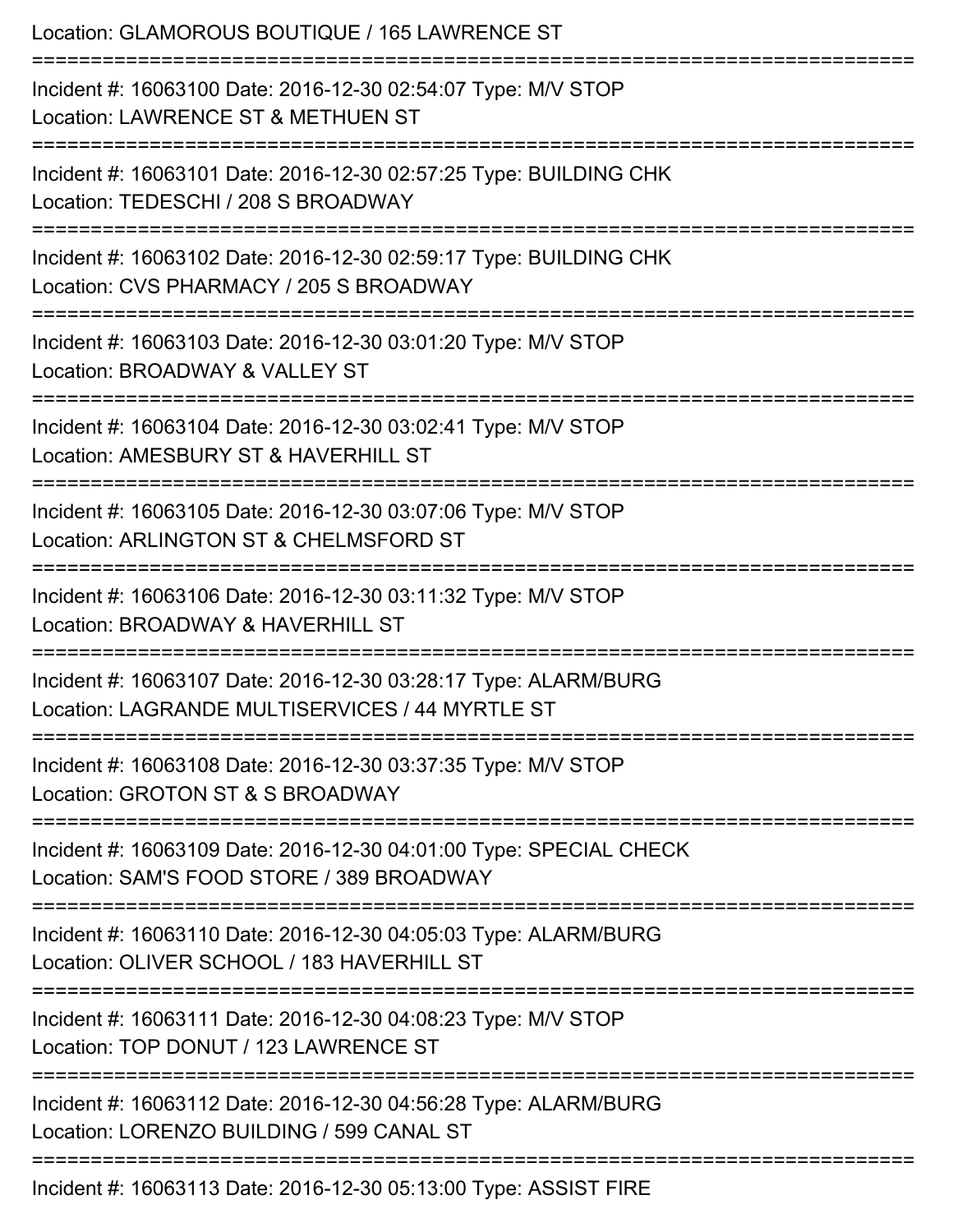Location: GLAMOROUS BOUTIQUE / 165 LAWRENCE ST

===========================================================================

Incident #: 16063100 Date: 2016-12-30 02:54:07 Type: M/V STOP
Location: LAWRENCE ST & METHUEN ST

===========================================================================

Incident #: 16063101 Date: 2016-12-30 02:57:25 Type: BUILDING CHK
Location: TEDESCHI / 208 S BROADWAY

===========================================================================

Incident #: 16063102 Date: 2016-12-30 02:59:17 Type: BUILDING CHK
Location: CVS PHARMACY / 205 S BROADWAY

===========================================================================

Incident #: 16063103 Date: 2016-12-30 03:01:20 Type: M/V STOP
Location: BROADWAY & VALLEY ST

===========================================================================

Incident #: 16063104 Date: 2016-12-30 03:02:41 Type: M/V STOP
Location: AMESBURY ST & HAVERHILL ST

===========================================================================

Incident #: 16063105 Date: 2016-12-30 03:07:06 Type: M/V STOP
Location: ARLINGTON ST & CHELMSFORD ST

===========================================================================

Incident #: 16063106 Date: 2016-12-30 03:11:32 Type: M/V STOP
Location: BROADWAY & HAVERHILL ST

===========================================================================

Incident #: 16063107 Date: 2016-12-30 03:28:17 Type: ALARM/BURG
Location: LAGRANDE MULTISERVICES / 44 MYRTLE ST

===========================================================================

Incident #: 16063108 Date: 2016-12-30 03:37:35 Type: M/V STOP
Location: GROTON ST & S BROADWAY

===========================================================================

Incident #: 16063109 Date: 2016-12-30 04:01:00 Type: SPECIAL CHECK
Location: SAM'S FOOD STORE / 389 BROADWAY

===========================================================================

Incident #: 16063110 Date: 2016-12-30 04:05:03 Type: ALARM/BURG
Location: OLIVER SCHOOL / 183 HAVERHILL ST

===========================================================================

Incident #: 16063111 Date: 2016-12-30 04:08:23 Type: M/V STOP
Location: TOP DONUT / 123 LAWRENCE ST

===========================================================================

Incident #: 16063112 Date: 2016-12-30 04:56:28 Type: ALARM/BURG
Location: LORENZO BUILDING / 599 CANAL ST

===========================================================================

Incident #: 16063113 Date: 2016-12-30 05:13:00 Type: ASSIST FIRE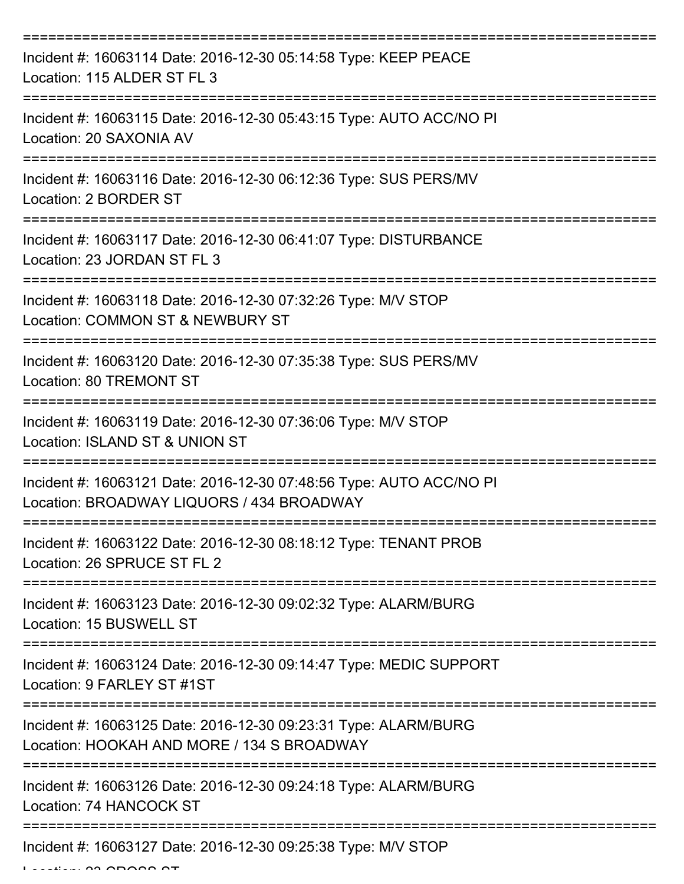Incident #: 16063114 Date: 2016-12-30 05:14:58 Type: KEEP PEACE
Location: 115 ALDER ST FL 3

Incident #: 16063115 Date: 2016-12-30 05:43:15 Type: AUTO ACC/NO PI
Location: 20 SAXONIA AV

Incident #: 16063116 Date: 2016-12-30 06:12:36 Type: SUS PERS/MV
Location: 2 BORDER ST

Incident #: 16063117 Date: 2016-12-30 06:41:07 Type: DISTURBANCE
Location: 23 JORDAN ST FL 3

Incident #: 16063118 Date: 2016-12-30 07:32:26 Type: M/V STOP
Location: COMMON ST & NEWBURY ST

Incident #: 16063120 Date: 2016-12-30 07:35:38 Type: SUS PERS/MV
Location: 80 TREMONT ST

Incident #: 16063119 Date: 2016-12-30 07:36:06 Type: M/V STOP
Location: ISLAND ST & UNION ST

Incident #: 16063121 Date: 2016-12-30 07:48:56 Type: AUTO ACC/NO PI
Location: BROADWAY LIQUORS / 434 BROADWAY

Incident #: 16063122 Date: 2016-12-30 08:18:12 Type: TENANT PROB
Location: 26 SPRUCE ST FL 2

Incident #: 16063123 Date: 2016-12-30 09:02:32 Type: ALARM/BURG
Location: 15 BUSWELL ST

Incident #: 16063124 Date: 2016-12-30 09:14:47 Type: MEDIC SUPPORT
Location: 9 FARLEY ST #1ST

Incident #: 16063125 Date: 2016-12-30 09:23:31 Type: ALARM/BURG
Location: HOOKAH AND MORE / 134 S BROADWAY

Incident #: 16063126 Date: 2016-12-30 09:24:18 Type: ALARM/BURG
Location: 74 HANCOCK ST

Incident #: 16063127 Date: 2016-12-30 09:25:38 Type: M/V STOP
Location: 23 CROSS ST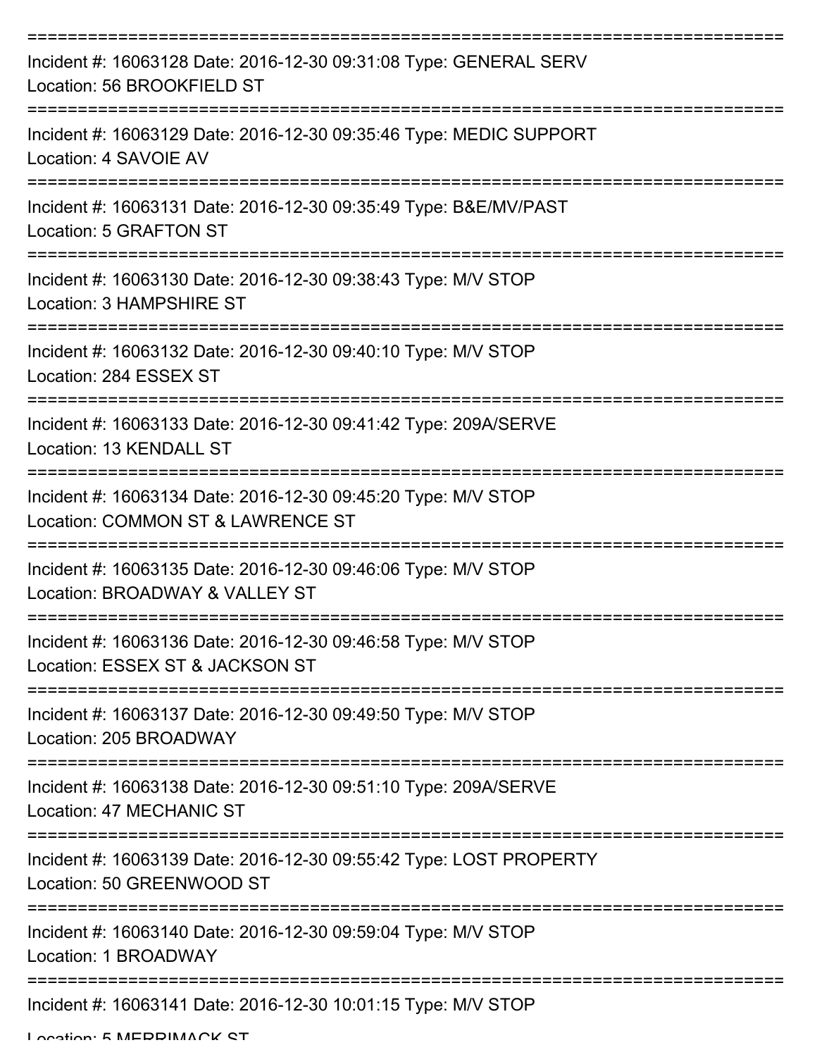===========================================================================
Incident #: 16063128 Date: 2016-12-30 09:31:08 Type: GENERAL SERV
Location: 56 BROOKFIELD ST
===========================================================================
Incident #: 16063129 Date: 2016-12-30 09:35:46 Type: MEDIC SUPPORT
Location: 4 SAVOIE AV
===========================================================================
Incident #: 16063131 Date: 2016-12-30 09:35:49 Type: B&E/MV/PAST
Location: 5 GRAFTON ST
===========================================================================
Incident #: 16063130 Date: 2016-12-30 09:38:43 Type: M/V STOP
Location: 3 HAMPSHIRE ST
===========================================================================
Incident #: 16063132 Date: 2016-12-30 09:40:10 Type: M/V STOP
Location: 284 ESSEX ST
===========================================================================
Incident #: 16063133 Date: 2016-12-30 09:41:42 Type: 209A/SERVE
Location: 13 KENDALL ST
===========================================================================
Incident #: 16063134 Date: 2016-12-30 09:45:20 Type: M/V STOP
Location: COMMON ST & LAWRENCE ST
===========================================================================
Incident #: 16063135 Date: 2016-12-30 09:46:06 Type: M/V STOP
Location: BROADWAY & VALLEY ST
===========================================================================
Incident #: 16063136 Date: 2016-12-30 09:46:58 Type: M/V STOP
Location: ESSEX ST & JACKSON ST
===========================================================================
Incident #: 16063137 Date: 2016-12-30 09:49:50 Type: M/V STOP
Location: 205 BROADWAY
===========================================================================
Incident #: 16063138 Date: 2016-12-30 09:51:10 Type: 209A/SERVE
Location: 47 MECHANIC ST
===========================================================================
Incident #: 16063139 Date: 2016-12-30 09:55:42 Type: LOST PROPERTY
Location: 50 GREENWOOD ST
===========================================================================
Incident #: 16063140 Date: 2016-12-30 09:59:04 Type: M/V STOP
Location: 1 BROADWAY
===========================================================================
Incident #: 16063141 Date: 2016-12-30 10:01:15 Type: M/V STOP
Location: 5 MERRIMACK ST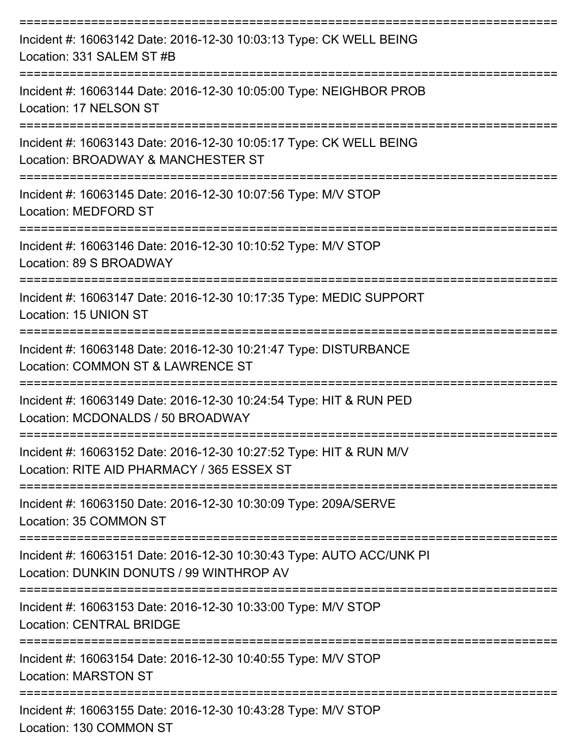===========================================================================

Incident #: 16063142 Date: 2016-12-30 10:03:13 Type: CK WELL BEING
Location: 331 SALEM ST #B

===========================================================================

Incident #: 16063144 Date: 2016-12-30 10:05:00 Type: NEIGHBOR PROB
Location: 17 NELSON ST

===========================================================================

Incident #: 16063143 Date: 2016-12-30 10:05:17 Type: CK WELL BEING
Location: BROADWAY & MANCHESTER ST

===========================================================================

Incident #: 16063145 Date: 2016-12-30 10:07:56 Type: M/V STOP
Location: MEDFORD ST

===========================================================================

Incident #: 16063146 Date: 2016-12-30 10:10:52 Type: M/V STOP
Location: 89 S BROADWAY

===========================================================================

Incident #: 16063147 Date: 2016-12-30 10:17:35 Type: MEDIC SUPPORT
Location: 15 UNION ST

===========================================================================

Incident #: 16063148 Date: 2016-12-30 10:21:47 Type: DISTURBANCE
Location: COMMON ST & LAWRENCE ST

===========================================================================

Incident #: 16063149 Date: 2016-12-30 10:24:54 Type: HIT & RUN PED
Location: MCDONALDS / 50 BROADWAY

===========================================================================

Incident #: 16063152 Date: 2016-12-30 10:27:52 Type: HIT & RUN M/V
Location: RITE AID PHARMACY / 365 ESSEX ST

===========================================================================

Incident #: 16063150 Date: 2016-12-30 10:30:09 Type: 209A/SERVE
Location: 35 COMMON ST

===========================================================================

Incident #: 16063151 Date: 2016-12-30 10:30:43 Type: AUTO ACC/UNK PI
Location: DUNKIN DONUTS / 99 WINTHROP AV

===========================================================================

Incident #: 16063153 Date: 2016-12-30 10:33:00 Type: M/V STOP
Location: CENTRAL BRIDGE

===========================================================================

Incident #: 16063154 Date: 2016-12-30 10:40:55 Type: M/V STOP
Location: MARSTON ST

===========================================================================

Incident #: 16063155 Date: 2016-12-30 10:43:28 Type: M/V STOP
Location: 130 COMMON ST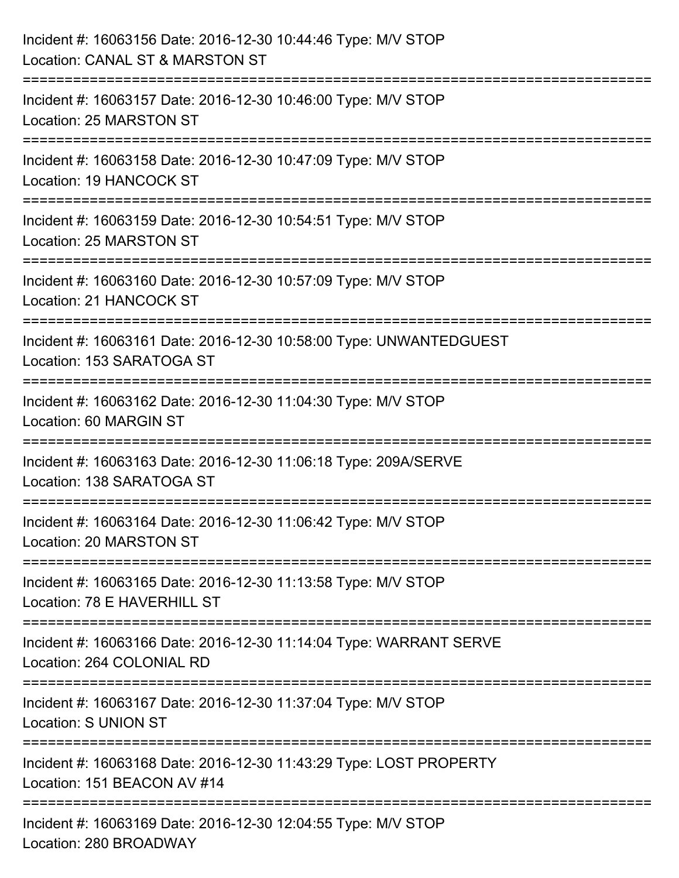Incident #: 16063156 Date: 2016-12-30 10:44:46 Type: M/V STOP
Location: CANAL ST & MARSTON ST

===========================================================================

Incident #: 16063157 Date: 2016-12-30 10:46:00 Type: M/V STOP
Location: 25 MARSTON ST

===========================================================================

Incident #: 16063158 Date: 2016-12-30 10:47:09 Type: M/V STOP
Location: 19 HANCOCK ST

===========================================================================

Incident #: 16063159 Date: 2016-12-30 10:54:51 Type: M/V STOP
Location: 25 MARSTON ST

===========================================================================

Incident #: 16063160 Date: 2016-12-30 10:57:09 Type: M/V STOP
Location: 21 HANCOCK ST

===========================================================================

Incident #: 16063161 Date: 2016-12-30 10:58:00 Type: UNWANTEDGUEST
Location: 153 SARATOGA ST

===========================================================================

Incident #: 16063162 Date: 2016-12-30 11:04:30 Type: M/V STOP
Location: 60 MARGIN ST

===========================================================================

Incident #: 16063163 Date: 2016-12-30 11:06:18 Type: 209A/SERVE
Location: 138 SARATOGA ST

===========================================================================

Incident #: 16063164 Date: 2016-12-30 11:06:42 Type: M/V STOP
Location: 20 MARSTON ST

===========================================================================

Incident #: 16063165 Date: 2016-12-30 11:13:58 Type: M/V STOP
Location: 78 E HAVERHILL ST

===========================================================================

Incident #: 16063166 Date: 2016-12-30 11:14:04 Type: WARRANT SERVE
Location: 264 COLONIAL RD

===========================================================================

Incident #: 16063167 Date: 2016-12-30 11:37:04 Type: M/V STOP
Location: S UNION ST

===========================================================================

Incident #: 16063168 Date: 2016-12-30 11:43:29 Type: LOST PROPERTY
Location: 151 BEACON AV #14

===========================================================================

Incident #: 16063169 Date: 2016-12-30 12:04:55 Type: M/V STOP
Location: 280 BROADWAY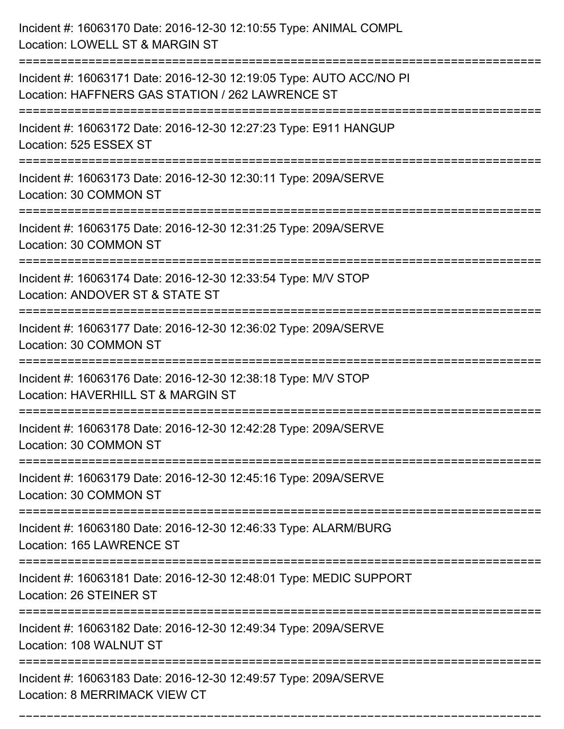Incident #: 16063170 Date: 2016-12-30 12:10:55 Type: ANIMAL COMPL
Location: LOWELL ST & MARGIN ST

===========================================================================

Incident #: 16063171 Date: 2016-12-30 12:19:05 Type: AUTO ACC/NO PI
Location: HAFFNERS GAS STATION / 262 LAWRENCE ST

===========================================================================

Incident #: 16063172 Date: 2016-12-30 12:27:23 Type: E911 HANGUP
Location: 525 ESSEX ST

===========================================================================

Incident #: 16063173 Date: 2016-12-30 12:30:11 Type: 209A/SERVE
Location: 30 COMMON ST

===========================================================================

Incident #: 16063175 Date: 2016-12-30 12:31:25 Type: 209A/SERVE
Location: 30 COMMON ST

===========================================================================

Incident #: 16063174 Date: 2016-12-30 12:33:54 Type: M/V STOP
Location: ANDOVER ST & STATE ST

===========================================================================

Incident #: 16063177 Date: 2016-12-30 12:36:02 Type: 209A/SERVE
Location: 30 COMMON ST

===========================================================================

Incident #: 16063176 Date: 2016-12-30 12:38:18 Type: M/V STOP
Location: HAVERHILL ST & MARGIN ST

===========================================================================

Incident #: 16063178 Date: 2016-12-30 12:42:28 Type: 209A/SERVE
Location: 30 COMMON ST

===========================================================================

Incident #: 16063179 Date: 2016-12-30 12:45:16 Type: 209A/SERVE
Location: 30 COMMON ST

===========================================================================

Incident #: 16063180 Date: 2016-12-30 12:46:33 Type: ALARM/BURG
Location: 165 LAWRENCE ST

===========================================================================

Incident #: 16063181 Date: 2016-12-30 12:48:01 Type: MEDIC SUPPORT
Location: 26 STEINER ST

===========================================================================

Incident #: 16063182 Date: 2016-12-30 12:49:34 Type: 209A/SERVE
Location: 108 WALNUT ST

===========================================================================

Incident #: 16063183 Date: 2016-12-30 12:49:57 Type: 209A/SERVE
Location: 8 MERRIMACK VIEW CT

===========================================================================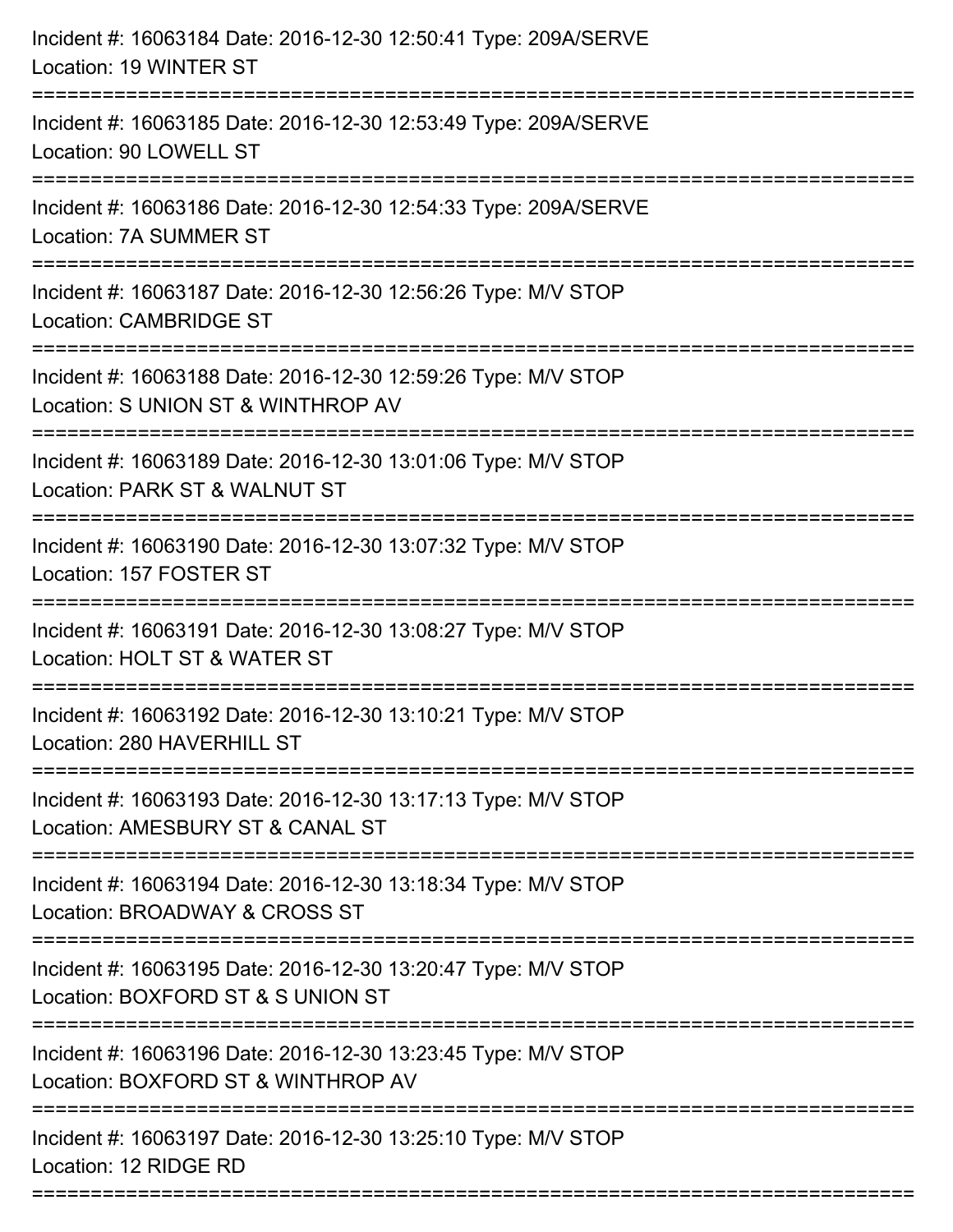Incident #: 16063184 Date: 2016-12-30 12:50:41 Type: 209A/SERVE
Location: 19 WINTER ST

===========================================================================

Incident #: 16063185 Date: 2016-12-30 12:53:49 Type: 209A/SERVE
Location: 90 LOWELL ST

===========================================================================

Incident #: 16063186 Date: 2016-12-30 12:54:33 Type: 209A/SERVE
Location: 7A SUMMER ST

===========================================================================

Incident #: 16063187 Date: 2016-12-30 12:56:26 Type: M/V STOP
Location: CAMBRIDGE ST

===========================================================================

Incident #: 16063188 Date: 2016-12-30 12:59:26 Type: M/V STOP
Location: S UNION ST & WINTHROP AV

===========================================================================

Incident #: 16063189 Date: 2016-12-30 13:01:06 Type: M/V STOP
Location: PARK ST & WALNUT ST

===========================================================================

Incident #: 16063190 Date: 2016-12-30 13:07:32 Type: M/V STOP
Location: 157 FOSTER ST

===========================================================================

Incident #: 16063191 Date: 2016-12-30 13:08:27 Type: M/V STOP
Location: HOLT ST & WATER ST

===========================================================================

Incident #: 16063192 Date: 2016-12-30 13:10:21 Type: M/V STOP
Location: 280 HAVERHILL ST

===========================================================================

Incident #: 16063193 Date: 2016-12-30 13:17:13 Type: M/V STOP
Location: AMESBURY ST & CANAL ST

===========================================================================

Incident #: 16063194 Date: 2016-12-30 13:18:34 Type: M/V STOP
Location: BROADWAY & CROSS ST

===========================================================================

Incident #: 16063195 Date: 2016-12-30 13:20:47 Type: M/V STOP
Location: BOXFORD ST & S UNION ST

===========================================================================

Incident #: 16063196 Date: 2016-12-30 13:23:45 Type: M/V STOP
Location: BOXFORD ST & WINTHROP AV

===========================================================================

Incident #: 16063197 Date: 2016-12-30 13:25:10 Type: M/V STOP
Location: 12 RIDGE RD

===========================================================================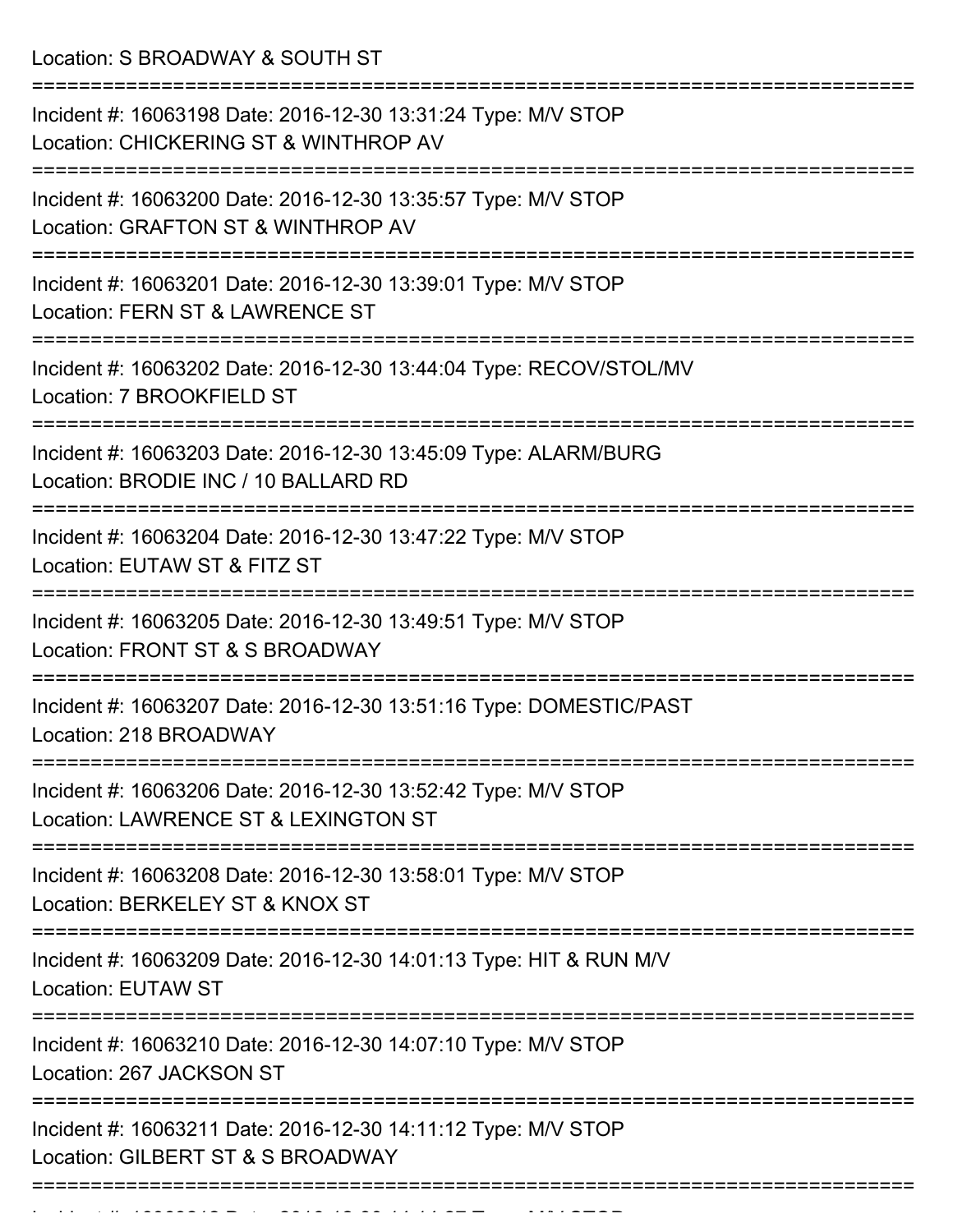Location: S BROADWAY & SOUTH ST

===========================================================================

Incident #: 16063198 Date: 2016-12-30 13:31:24 Type: M/V STOP
Location: CHICKERING ST & WINTHROP AV

===========================================================================

Incident #: 16063200 Date: 2016-12-30 13:35:57 Type: M/V STOP
Location: GRAFTON ST & WINTHROP AV

===========================================================================

Incident #: 16063201 Date: 2016-12-30 13:39:01 Type: M/V STOP
Location: FERN ST & LAWRENCE ST

===========================================================================

Incident #: 16063202 Date: 2016-12-30 13:44:04 Type: RECOV/STOL/MV
Location: 7 BROOKFIELD ST

===========================================================================

Incident #: 16063203 Date: 2016-12-30 13:45:09 Type: ALARM/BURG
Location: BRODIE INC / 10 BALLARD RD

===========================================================================

Incident #: 16063204 Date: 2016-12-30 13:47:22 Type: M/V STOP
Location: EUTAW ST & FITZ ST

===========================================================================

Incident #: 16063205 Date: 2016-12-30 13:49:51 Type: M/V STOP
Location: FRONT ST & S BROADWAY

===========================================================================

Incident #: 16063207 Date: 2016-12-30 13:51:16 Type: DOMESTIC/PAST
Location: 218 BROADWAY

===========================================================================

Incident #: 16063206 Date: 2016-12-30 13:52:42 Type: M/V STOP
Location: LAWRENCE ST & LEXINGTON ST

===========================================================================

Incident #: 16063208 Date: 2016-12-30 13:58:01 Type: M/V STOP
Location: BERKELEY ST & KNOX ST

===========================================================================

Incident #: 16063209 Date: 2016-12-30 14:01:13 Type: HIT & RUN M/V
Location: EUTAW ST

===========================================================================

Incident #: 16063210 Date: 2016-12-30 14:07:10 Type: M/V STOP
Location: 267 JACKSON ST

===========================================================================

Incident #: 16063211 Date: 2016-12-30 14:11:12 Type: M/V STOP
Location: GILBERT ST & S BROADWAY

===========================================================================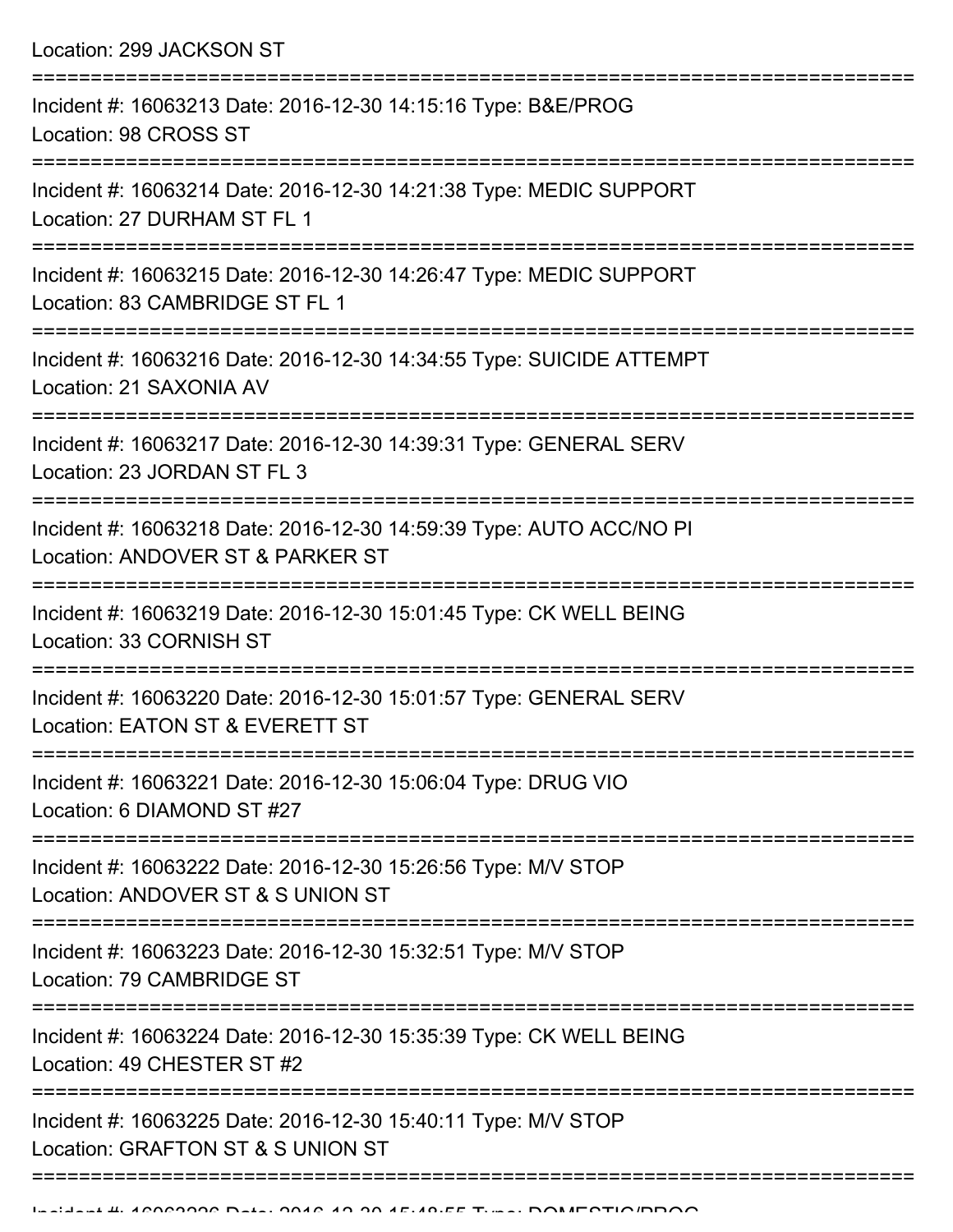Location: 299 JACKSON ST

===========================================================================

Incident #: 16063213 Date: 2016-12-30 14:15:16 Type: B&E/PROG
Location: 98 CROSS ST

===========================================================================

Incident #: 16063214 Date: 2016-12-30 14:21:38 Type: MEDIC SUPPORT
Location: 27 DURHAM ST FL 1

===========================================================================

Incident #: 16063215 Date: 2016-12-30 14:26:47 Type: MEDIC SUPPORT
Location: 83 CAMBRIDGE ST FL 1

===========================================================================

Incident #: 16063216 Date: 2016-12-30 14:34:55 Type: SUICIDE ATTEMPT
Location: 21 SAXONIA AV

===========================================================================

Incident #: 16063217 Date: 2016-12-30 14:39:31 Type: GENERAL SERV
Location: 23 JORDAN ST FL 3

===========================================================================

Incident #: 16063218 Date: 2016-12-30 14:59:39 Type: AUTO ACC/NO PI
Location: ANDOVER ST & PARKER ST

===========================================================================

Incident #: 16063219 Date: 2016-12-30 15:01:45 Type: CK WELL BEING
Location: 33 CORNISH ST

===========================================================================

Incident #: 16063220 Date: 2016-12-30 15:01:57 Type: GENERAL SERV
Location: EATON ST & EVERETT ST

===========================================================================

Incident #: 16063221 Date: 2016-12-30 15:06:04 Type: DRUG VIO
Location: 6 DIAMOND ST #27

===========================================================================

Incident #: 16063222 Date: 2016-12-30 15:26:56 Type: M/V STOP
Location: ANDOVER ST & S UNION ST

===========================================================================

Incident #: 16063223 Date: 2016-12-30 15:32:51 Type: M/V STOP
Location: 79 CAMBRIDGE ST

===========================================================================

Incident #: 16063224 Date: 2016-12-30 15:35:39 Type: CK WELL BEING
Location: 49 CHESTER ST #2

===========================================================================

Incident #: 16063225 Date: 2016-12-30 15:40:11 Type: M/V STOP
Location: GRAFTON ST & S UNION ST

===========================================================================

Incident #: 16063226 Date: 2016-12-30 15:48:55 Type: DOMESTIC/PROG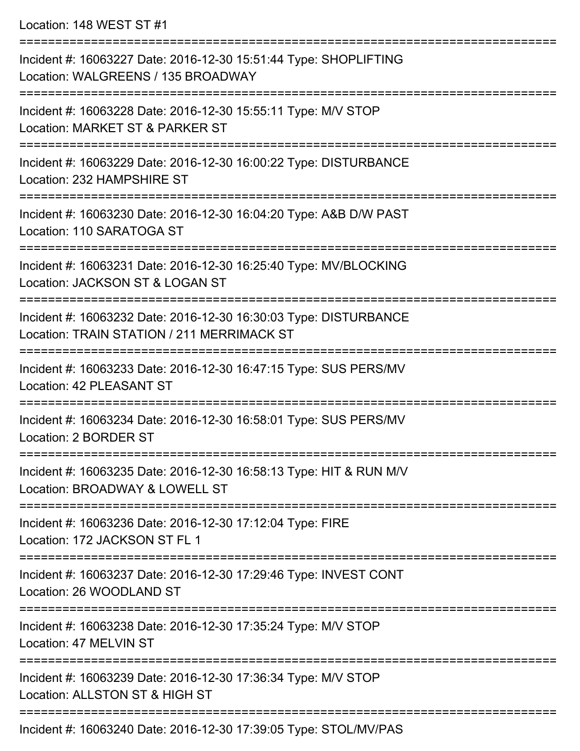Location: 148 WEST ST #1

===========================================================================

Incident #: 16063227 Date: 2016-12-30 15:51:44 Type: SHOPLIFTING
Location: WALGREENS / 135 BROADWAY

===========================================================================

Incident #: 16063228 Date: 2016-12-30 15:55:11 Type: M/V STOP
Location: MARKET ST & PARKER ST

===========================================================================

Incident #: 16063229 Date: 2016-12-30 16:00:22 Type: DISTURBANCE
Location: 232 HAMPSHIRE ST

===========================================================================

Incident #: 16063230 Date: 2016-12-30 16:04:20 Type: A&B D/W PAST
Location: 110 SARATOGA ST

===========================================================================

Incident #: 16063231 Date: 2016-12-30 16:25:40 Type: MV/BLOCKING
Location: JACKSON ST & LOGAN ST

===========================================================================

Incident #: 16063232 Date: 2016-12-30 16:30:03 Type: DISTURBANCE
Location: TRAIN STATION / 211 MERRIMACK ST

===========================================================================

Incident #: 16063233 Date: 2016-12-30 16:47:15 Type: SUS PERS/MV
Location: 42 PLEASANT ST

===========================================================================

Incident #: 16063234 Date: 2016-12-30 16:58:01 Type: SUS PERS/MV
Location: 2 BORDER ST

===========================================================================

Incident #: 16063235 Date: 2016-12-30 16:58:13 Type: HIT & RUN M/V
Location: BROADWAY & LOWELL ST

===========================================================================

Incident #: 16063236 Date: 2016-12-30 17:12:04 Type: FIRE
Location: 172 JACKSON ST FL 1

===========================================================================

Incident #: 16063237 Date: 2016-12-30 17:29:46 Type: INVEST CONT
Location: 26 WOODLAND ST

===========================================================================

Incident #: 16063238 Date: 2016-12-30 17:35:24 Type: M/V STOP
Location: 47 MELVIN ST

===========================================================================

Incident #: 16063239 Date: 2016-12-30 17:36:34 Type: M/V STOP
Location: ALLSTON ST & HIGH ST

===========================================================================

Incident #: 16063240 Date: 2016-12-30 17:39:05 Type: STOL/MV/PAS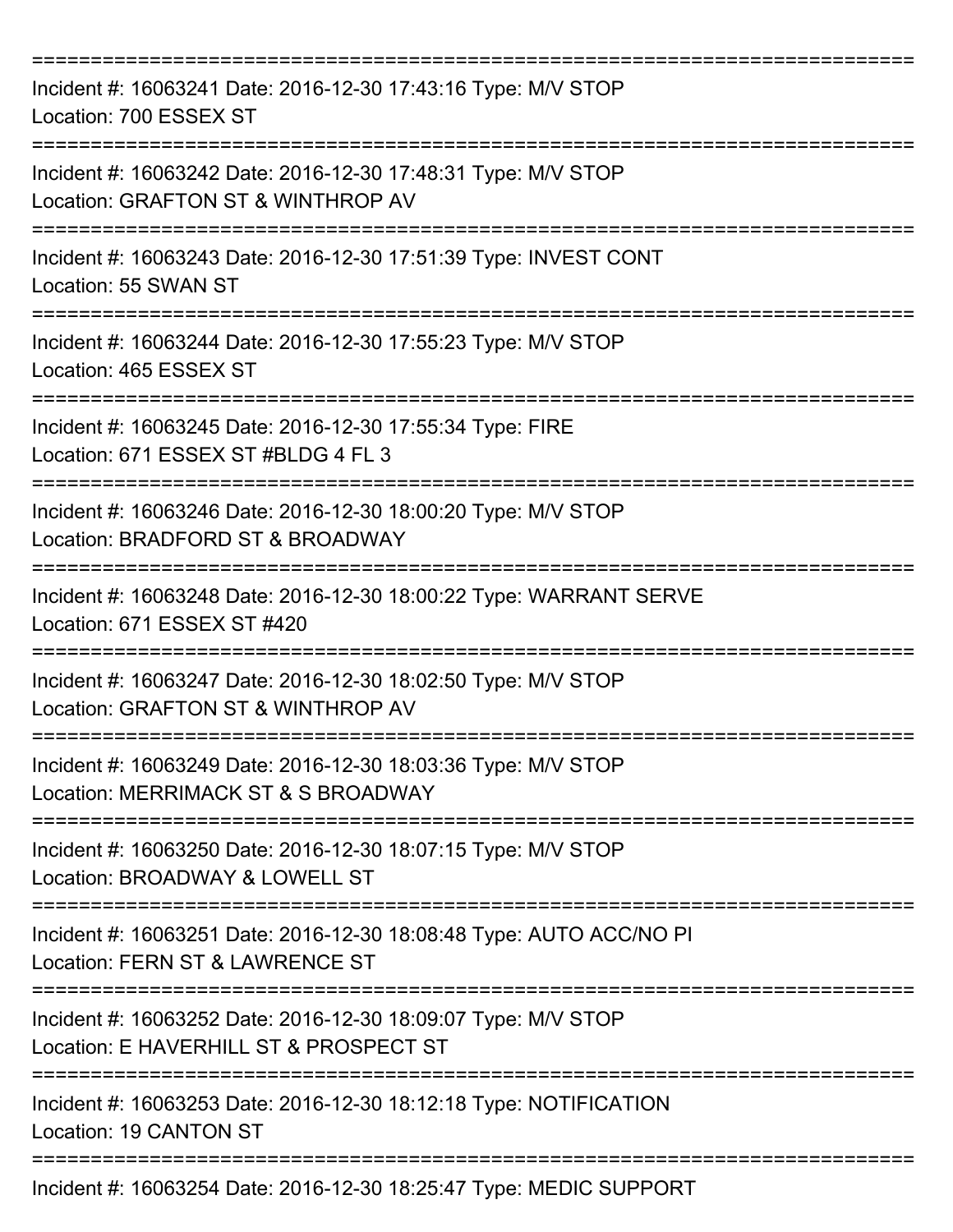===========================================================================

Incident #: 16063241 Date: 2016-12-30 17:43:16 Type: M/V STOP
Location: 700 ESSEX ST

===========================================================================

Incident #: 16063242 Date: 2016-12-30 17:48:31 Type: M/V STOP
Location: GRAFTON ST & WINTHROP AV

===========================================================================

Incident #: 16063243 Date: 2016-12-30 17:51:39 Type: INVEST CONT
Location: 55 SWAN ST

===========================================================================

Incident #: 16063244 Date: 2016-12-30 17:55:23 Type: M/V STOP
Location: 465 ESSEX ST

===========================================================================

Incident #: 16063245 Date: 2016-12-30 17:55:34 Type: FIRE
Location: 671 ESSEX ST #BLDG 4 FL 3

===========================================================================

Incident #: 16063246 Date: 2016-12-30 18:00:20 Type: M/V STOP
Location: BRADFORD ST & BROADWAY

===========================================================================

Incident #: 16063248 Date: 2016-12-30 18:00:22 Type: WARRANT SERVE
Location: 671 ESSEX ST #420

===========================================================================

Incident #: 16063247 Date: 2016-12-30 18:02:50 Type: M/V STOP
Location: GRAFTON ST & WINTHROP AV

===========================================================================

Incident #: 16063249 Date: 2016-12-30 18:03:36 Type: M/V STOP
Location: MERRIMACK ST & S BROADWAY

===========================================================================

Incident #: 16063250 Date: 2016-12-30 18:07:15 Type: M/V STOP
Location: BROADWAY & LOWELL ST

===========================================================================

Incident #: 16063251 Date: 2016-12-30 18:08:48 Type: AUTO ACC/NO PI
Location: FERN ST & LAWRENCE ST

===========================================================================

Incident #: 16063252 Date: 2016-12-30 18:09:07 Type: M/V STOP
Location: E HAVERHILL ST & PROSPECT ST

===========================================================================

Incident #: 16063253 Date: 2016-12-30 18:12:18 Type: NOTIFICATION
Location: 19 CANTON ST

===========================================================================

Incident #: 16063254 Date: 2016-12-30 18:25:47 Type: MEDIC SUPPORT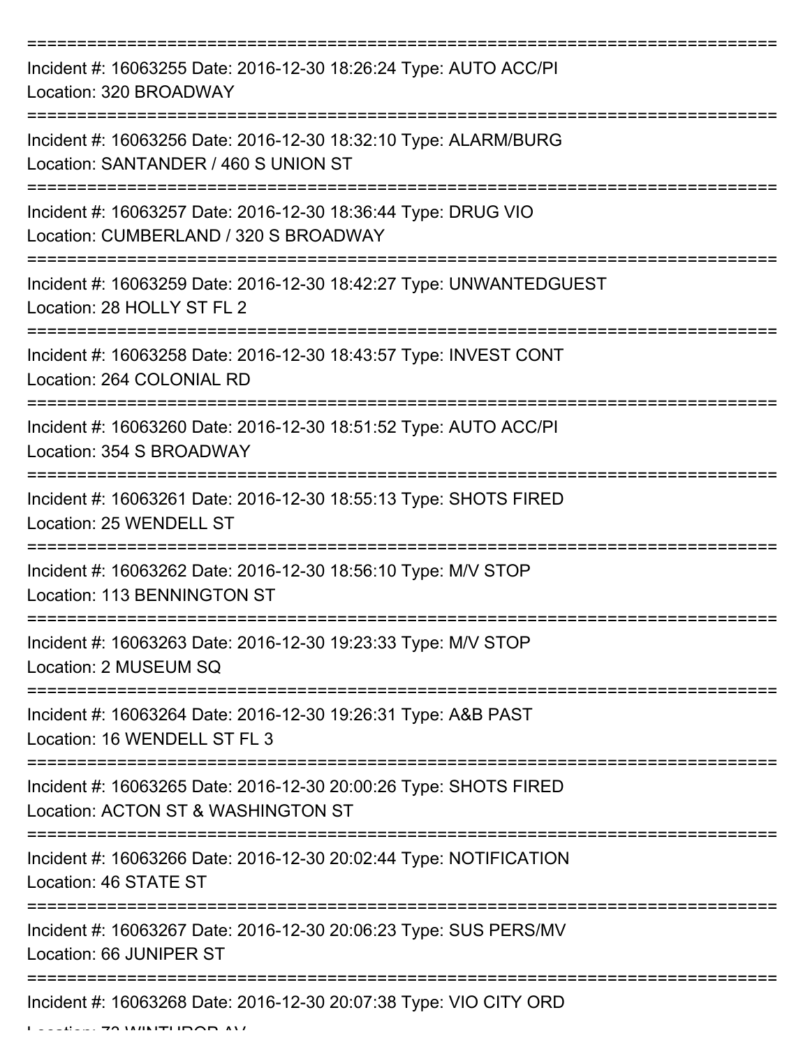===========================================================================

Incident #: 16063255 Date: 2016-12-30 18:26:24 Type: AUTO ACC/PI
Location: 320 BROADWAY

===========================================================================

Incident #: 16063256 Date: 2016-12-30 18:32:10 Type: ALARM/BURG
Location: SANTANDER / 460 S UNION ST

===========================================================================

Incident #: 16063257 Date: 2016-12-30 18:36:44 Type: DRUG VIO
Location: CUMBERLAND / 320 S BROADWAY

===========================================================================

Incident #: 16063259 Date: 2016-12-30 18:42:27 Type: UNWANTEDGUEST
Location: 28 HOLLY ST FL 2

===========================================================================

Incident #: 16063258 Date: 2016-12-30 18:43:57 Type: INVEST CONT
Location: 264 COLONIAL RD

===========================================================================

Incident #: 16063260 Date: 2016-12-30 18:51:52 Type: AUTO ACC/PI
Location: 354 S BROADWAY

===========================================================================

Incident #: 16063261 Date: 2016-12-30 18:55:13 Type: SHOTS FIRED
Location: 25 WENDELL ST

===========================================================================

Incident #: 16063262 Date: 2016-12-30 18:56:10 Type: M/V STOP
Location: 113 BENNINGTON ST

===========================================================================

Incident #: 16063263 Date: 2016-12-30 19:23:33 Type: M/V STOP
Location: 2 MUSEUM SQ

===========================================================================

Incident #: 16063264 Date: 2016-12-30 19:26:31 Type: A&B PAST
Location: 16 WENDELL ST FL 3

===========================================================================

Incident #: 16063265 Date: 2016-12-30 20:00:26 Type: SHOTS FIRED
Location: ACTON ST & WASHINGTON ST

===========================================================================

Incident #: 16063266 Date: 2016-12-30 20:02:44 Type: NOTIFICATION
Location: 46 STATE ST

===========================================================================

Incident #: 16063267 Date: 2016-12-30 20:06:23 Type: SUS PERS/MV
Location: 66 JUNIPER ST

===========================================================================

Incident #: 16063268 Date: 2016-12-30 20:07:38 Type: VIO CITY ORD
Location: 72 WINTHROP AV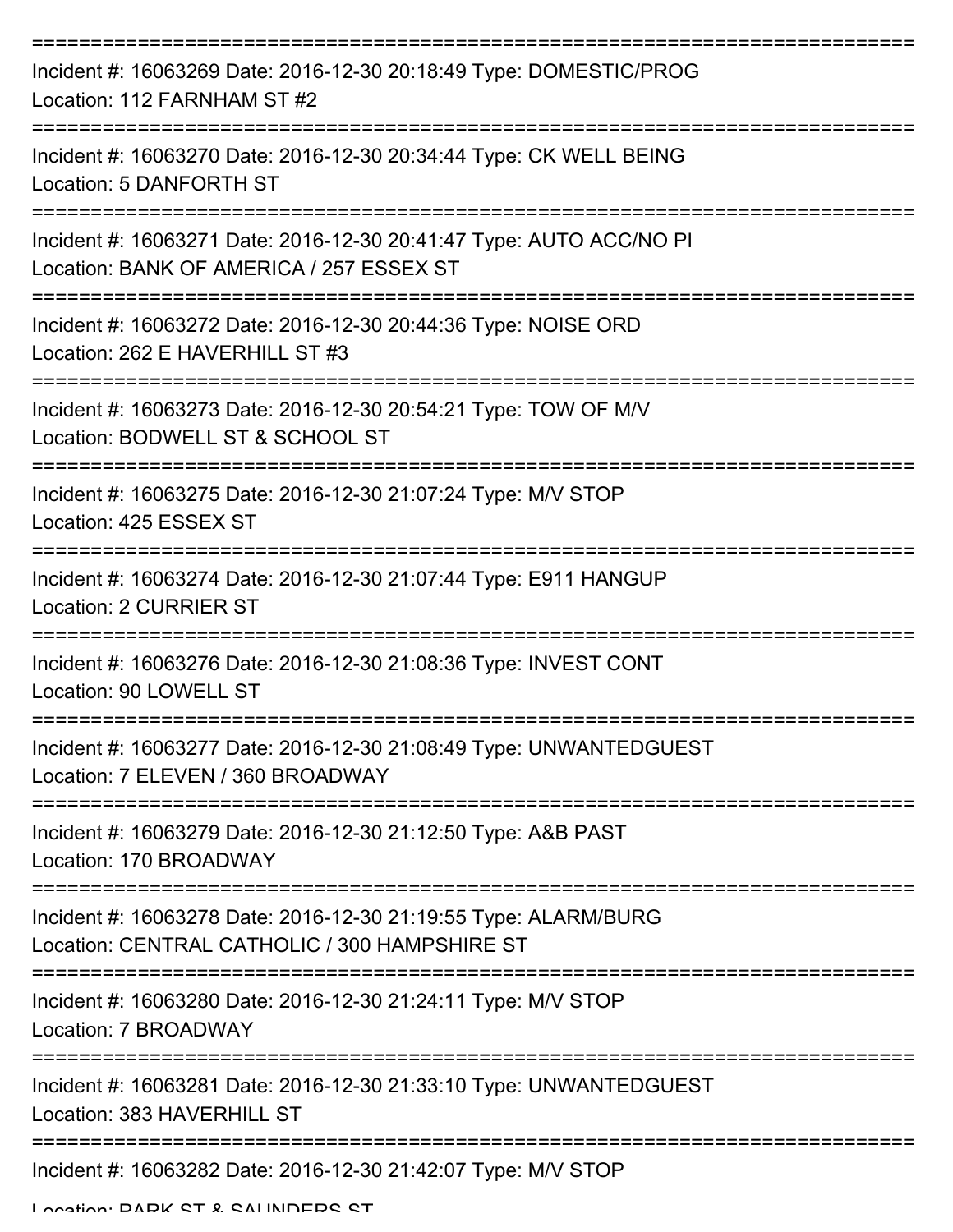Incident #: 16063269 Date: 2016-12-30 20:18:49 Type: DOMESTIC/PROG
Location: 112 FARNHAM ST #2

Incident #: 16063270 Date: 2016-12-30 20:34:44 Type: CK WELL BEING
Location: 5 DANFORTH ST

Incident #: 16063271 Date: 2016-12-30 20:41:47 Type: AUTO ACC/NO PI
Location: BANK OF AMERICA / 257 ESSEX ST

Incident #: 16063272 Date: 2016-12-30 20:44:36 Type: NOISE ORD
Location: 262 E HAVERHILL ST #3

Incident #: 16063273 Date: 2016-12-30 20:54:21 Type: TOW OF M/V
Location: BODWELL ST & SCHOOL ST

Incident #: 16063275 Date: 2016-12-30 21:07:24 Type: M/V STOP
Location: 425 ESSEX ST

Incident #: 16063274 Date: 2016-12-30 21:07:44 Type: E911 HANGUP
Location: 2 CURRIER ST

Incident #: 16063276 Date: 2016-12-30 21:08:36 Type: INVEST CONT
Location: 90 LOWELL ST

Incident #: 16063277 Date: 2016-12-30 21:08:49 Type: UNWANTEDGUEST
Location: 7 ELEVEN / 360 BROADWAY

Incident #: 16063279 Date: 2016-12-30 21:12:50 Type: A&B PAST
Location: 170 BROADWAY

Incident #: 16063278 Date: 2016-12-30 21:19:55 Type: ALARM/BURG
Location: CENTRAL CATHOLIC / 300 HAMPSHIRE ST

Incident #: 16063280 Date: 2016-12-30 21:24:11 Type: M/V STOP
Location: 7 BROADWAY

Incident #: 16063281 Date: 2016-12-30 21:33:10 Type: UNWANTEDGUEST
Location: 383 HAVERHILL ST

Incident #: 16063282 Date: 2016-12-30 21:42:07 Type: M/V STOP
Location: PARK ST & SAUNDERS ST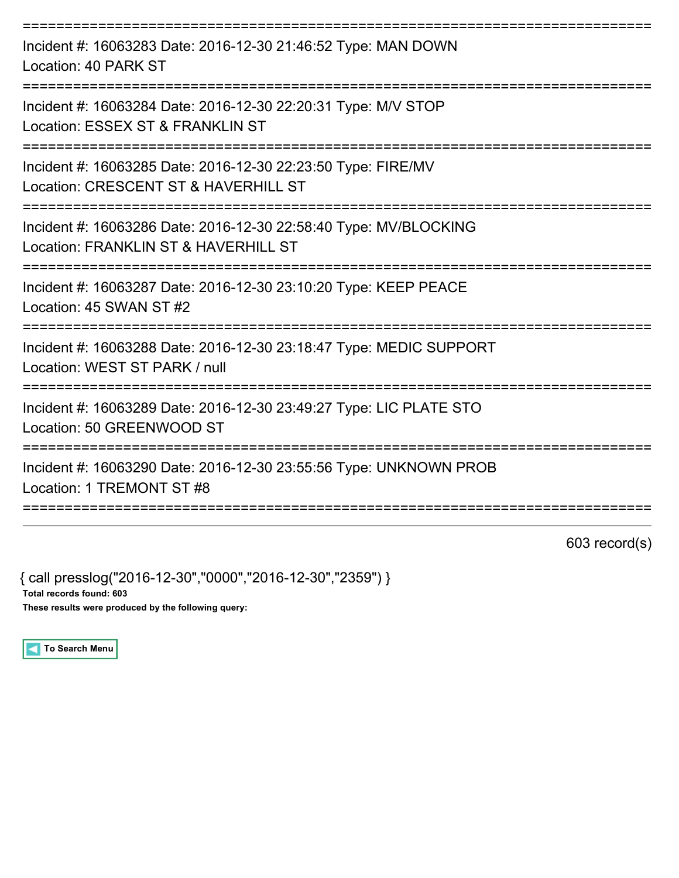===========================================================================

Incident #: 16063283 Date: 2016-12-30 21:46:52 Type: MAN DOWN
Location: 40 PARK ST

===========================================================================

Incident #: 16063284 Date: 2016-12-30 22:20:31 Type: M/V STOP
Location: ESSEX ST & FRANKLIN ST

===========================================================================

Incident #: 16063285 Date: 2016-12-30 22:23:50 Type: FIRE/MV
Location: CRESCENT ST & HAVERHILL ST

===========================================================================

Incident #: 16063286 Date: 2016-12-30 22:58:40 Type: MV/BLOCKING
Location: FRANKLIN ST & HAVERHILL ST

===========================================================================

Incident #: 16063287 Date: 2016-12-30 23:10:20 Type: KEEP PEACE
Location: 45 SWAN ST #2

===========================================================================

Incident #: 16063288 Date: 2016-12-30 23:18:47 Type: MEDIC SUPPORT
Location: WEST ST PARK / null

===========================================================================

Incident #: 16063289 Date: 2016-12-30 23:49:27 Type: LIC PLATE STO
Location: 50 GREENWOOD ST

===========================================================================

Incident #: 16063290 Date: 2016-12-30 23:55:56 Type: UNKNOWN PROB
Location: 1 TREMONT ST #8

===========================================================================

603 record(s)

{ call presslog("2016-12-30","0000","2016-12-30","2359") }

**Total records found: 603**

**These results were produced by the following query:**

To Search Menu